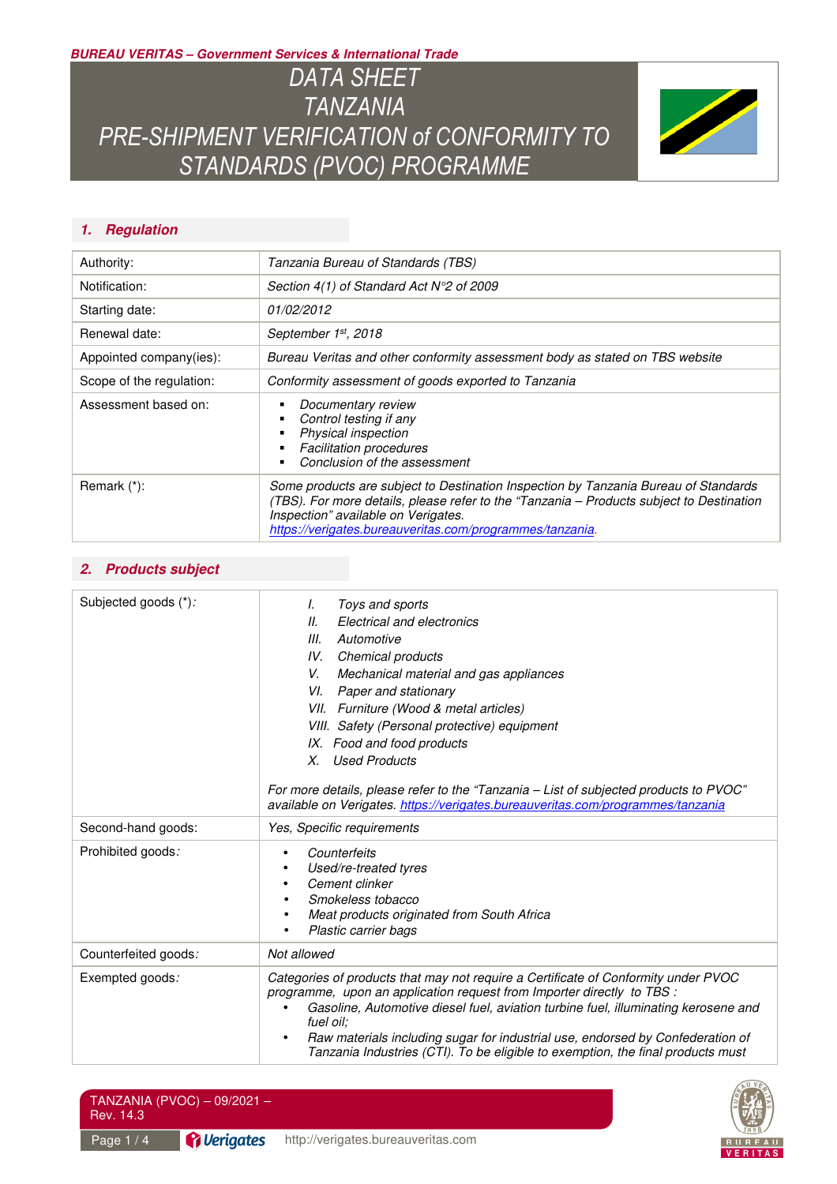BUREAU VERITAS – Government Services & International Trade

# DATA SHEET TANZANIA PRE-SHIPMENT VERIFICATION of CONFORMITY TO STANDARDS (PVOC) PROGRAMME

## 1. Regulation

| | |
|---|---|
| Authority: | *Tanzania Bureau of Standards (TBS)* |
| Notification: | *Section 4(1) of Standard Act N°2 of 2009* |
| Starting date: | *01/02/2012* |
| Renewal date: | *September 1st, 2018* |
| Appointed company(ies): | *Bureau Veritas and other conformity assessment body as stated on TBS website* |
| Scope of the regulation: | *Conformity assessment of goods exported to Tanzania* |
| Assessment based on: | ▪ *Documentary review* <br> ▪ *Control testing if any* <br> ▪ *Physical inspection* <br> ▪ *Facilitation procedures* <br> ▪ *Conclusion of the assessment* |
| Remark (*): | *Some products are subject to Destination Inspection by Tanzania Bureau of Standards (TBS). For more details, please refer to the "Tanzania – Products subject to Destination Inspection" available on Verigates. https://verigates.bureauveritas.com/programmes/tanzania.* |

## 2. Products subject

| | |
|---|---|
| Subjected goods (*): | *I. Toys and sports* <br> *II. Electrical and electronics* <br> *III. Automotive* <br> *IV. Chemical products* <br> *V. Mechanical material and gas appliances* <br> *VI. Paper and stationary* <br> *VII. Furniture (Wood & metal articles)* <br> *VIII. Safety (Personal protective) equipment* <br> *IX. Food and food products* <br> *X. Used Products* <br><br> *For more details, please refer to the "Tanzania – List of subjected products to PVOC" available on Verigates. https://verigates.bureauveritas.com/programmes/tanzania* |
| Second-hand goods: | *Yes, Specific requirements* |
| Prohibited goods: | • *Counterfeits* <br> • *Used/re-treated tyres* <br> • *Cement clinker* <br> • *Smokeless tobacco* <br> • *Meat products originated from South Africa* <br> • *Plastic carrier bags* |
| Counterfeited goods: | *Not allowed* |
| Exempted goods: | *Categories of products that may not require a Certificate of Conformity under PVOC programme, upon an application request from Importer directly to TBS :* <br> • *Gasoline, Automotive diesel fuel, aviation turbine fuel, illuminating kerosene and fuel oil;* <br> • *Raw materials including sugar for industrial use, endorsed by Confederation of Tanzania Industries (CTI). To be eligible to exemption, the final products must* |

TANZANIA (PVOC) – 09/2021 – Rev. 14.3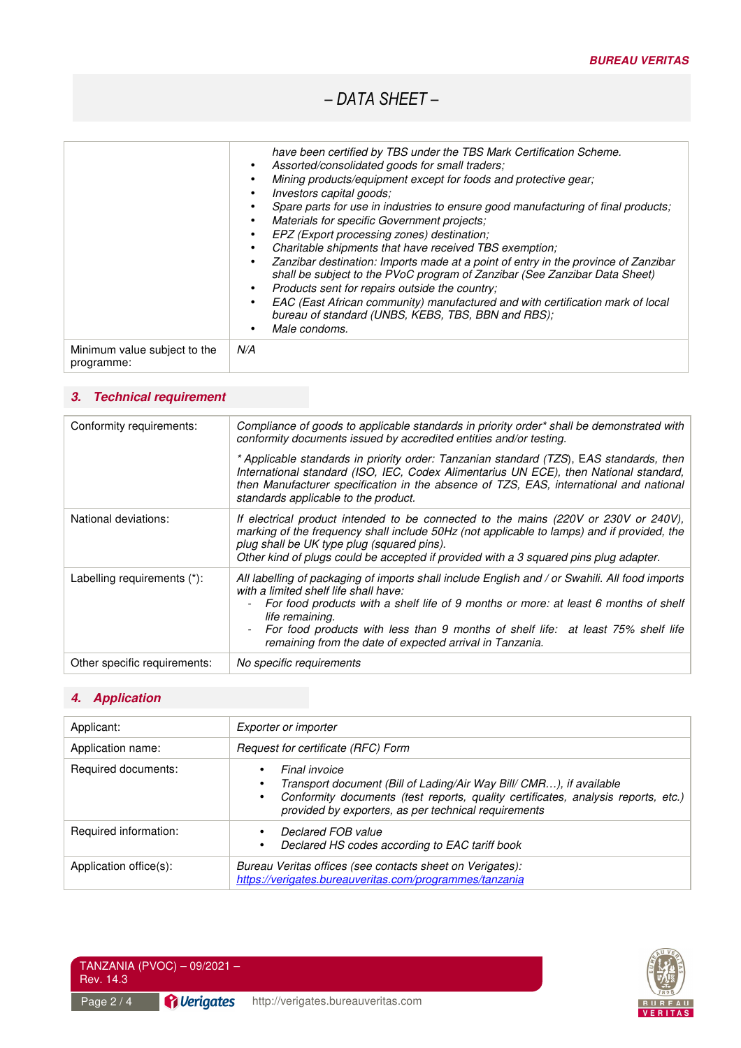# – DATA SHEET –

| | |
|---|---|
| | *have been certified by TBS under the TBS Mark Certification Scheme.*<br>• *Assorted/consolidated goods for small traders;*<br>• *Mining products/equipment except for foods and protective gear;*<br>• *Investors capital goods;*<br>• *Spare parts for use in industries to ensure good manufacturing of final products;*<br>• *Materials for specific Government projects;*<br>• *EPZ (Export processing zones) destination;*<br>• *Charitable shipments that have received TBS exemption;*<br>• *Zanzibar destination: Imports made at a point of entry in the province of Zanzibar shall be subject to the PVoC program of Zanzibar (See Zanzibar Data Sheet)*<br>• *Products sent for repairs outside the country;*<br>• *EAC (East African community) manufactured and with certification mark of local bureau of standard (UNBS, KEBS, TBS, BBN and RBS);*<br>• *Male condoms.* |
| Minimum value subject to the programme: | *N/A* |

## 3. Technical requirement

| | |
|---|---|
| Conformity requirements: | *Compliance of goods to applicable standards in priority order* shall be demonstrated with conformity documents issued by accredited entities and/or testing.*<br><br>** Applicable standards in priority order: Tanzanian standard (TZS), EAS standards, then International standard (ISO, IEC, Codex Alimentarius UN ECE), then National standard, then Manufacturer specification in the absence of TZS, EAS, international and national standards applicable to the product.* |
| National deviations: | *If electrical product intended to be connected to the mains (220V or 230V or 240V), marking of the frequency shall include 50Hz (not applicable to lamps) and if provided, the plug shall be UK type plug (squared pins).*<br>*Other kind of plugs could be accepted if provided with a 3 squared pins plug adapter.* |
| Labelling requirements (*): | *All labelling of packaging of imports shall include English and / or Swahili. All food imports with a limited shelf life shall have:*<br>- *For food products with a shelf life of 9 months or more: at least 6 months of shelf life remaining.*<br>- *For food products with less than 9 months of shelf life: at least 75% shelf life remaining from the date of expected arrival in Tanzania.* |
| Other specific requirements: | *No specific requirements* |

## 4. Application

| | |
|---|---|
| Applicant: | *Exporter or importer* |
| Application name: | *Request for certificate (RFC) Form* |
| Required documents: | • *Final invoice*<br>• *Transport document (Bill of Lading/Air Way Bill/ CMR…), if available*<br>• *Conformity documents (test reports, quality certificates, analysis reports, etc.) provided by exporters, as per technical requirements* |
| Required information: | • *Declared FOB value*<br>• *Declared HS codes according to EAC tariff book* |
| Application office(s): | *Bureau Veritas offices (see contacts sheet on Verigates):*<br>*https://verigates.bureauveritas.com/programmes/tanzania* |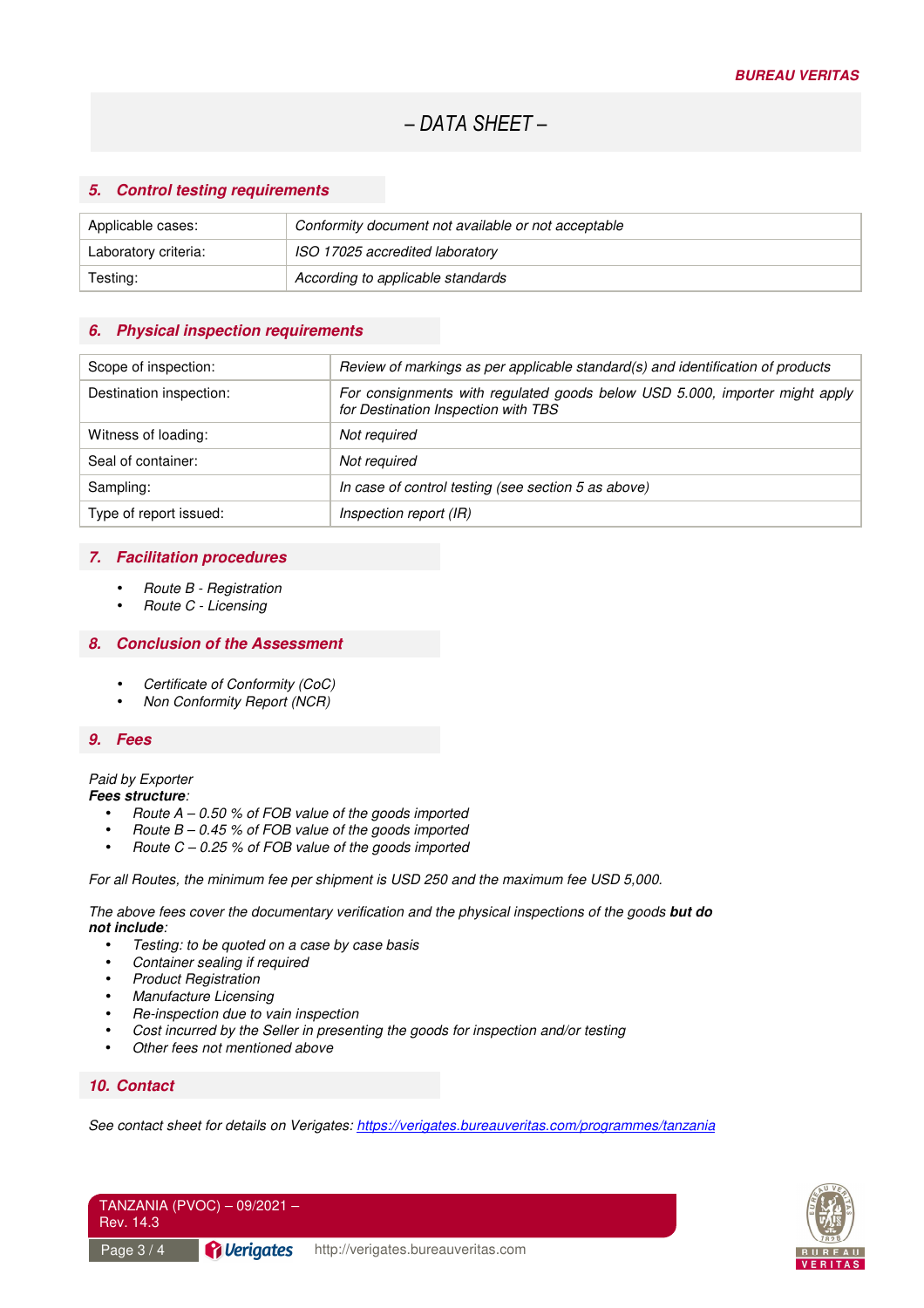– DATA SHEET –

## 5. Control testing requirements

| | |
|---|---|
| Applicable cases: | *Conformity document not available or not acceptable* |
| Laboratory criteria: | *ISO 17025 accredited laboratory* |
| Testing: | *According to applicable standards* |

## 6. Physical inspection requirements

| | |
|---|---|
| Scope of inspection: | *Review of markings as per applicable standard(s) and identification of products* |
| Destination inspection: | *For consignments with regulated goods below USD 5.000, importer might apply for Destination Inspection with TBS* |
| Witness of loading: | *Not required* |
| Seal of container: | *Not required* |
| Sampling: | *In case of control testing (see section 5 as above)* |
| Type of report issued: | *Inspection report (IR)* |

## 7. Facilitation procedures

- *Route B - Registration*
- *Route C - Licensing*

## 8. Conclusion of the Assessment

- *Certificate of Conformity (CoC)*
- *Non Conformity Report (NCR)*

## 9. Fees

*Paid by Exporter*
***Fees structure**:*

- *Route A – 0.50 % of FOB value of the goods imported*
- *Route B – 0.45 % of FOB value of the goods imported*
- *Route C – 0.25 % of FOB value of the goods imported*

*For all Routes, the minimum fee per shipment is USD 250 and the maximum fee USD 5,000.*

*The above fees cover the documentary verification and the physical inspections of the goods **but do not include**:*

- *Testing: to be quoted on a case by case basis*
- *Container sealing if required*
- *Product Registration*
- *Manufacture Licensing*
- *Re-inspection due to vain inspection*
- *Cost incurred by the Seller in presenting the goods for inspection and/or testing*
- *Other fees not mentioned above*

## 10. Contact

*See contact sheet for details on Verigates: [https://verigates.bureauveritas.com/programmes/tanzania](https://verigates.bureauveritas.com/programmes/tanzania)*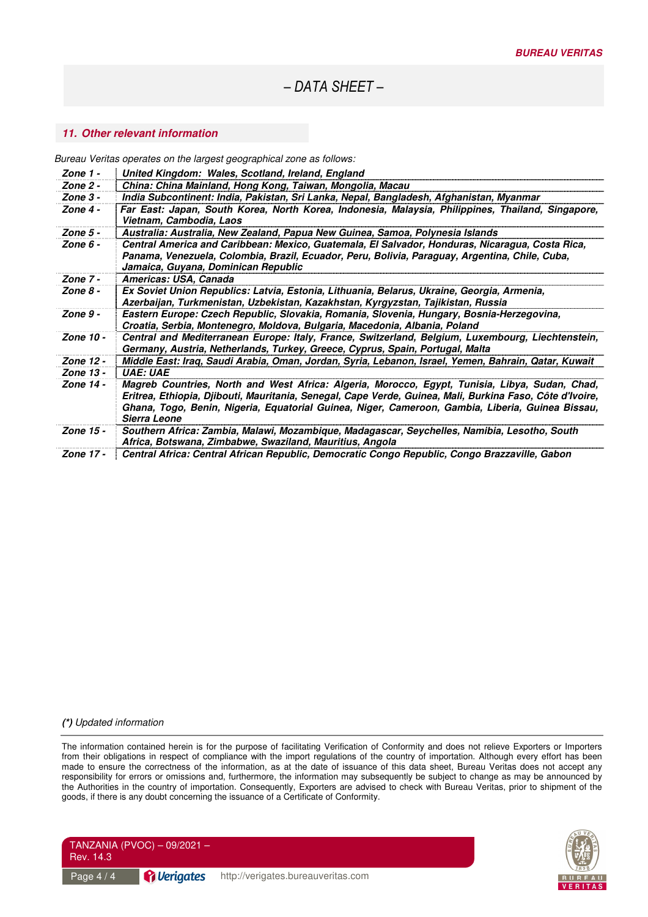## 11. Other relevant information

*Bureau Veritas operates on the largest geographical zone as follows:*

| | |
|---|---|
| ***Zone 1 -*** | ***United Kingdom: Wales, Scotland, Ireland, England*** |
| ***Zone 2 -*** | ***China: China Mainland, Hong Kong, Taiwan, Mongolia, Macau*** |
| ***Zone 3 -*** | ***India Subcontinent: India, Pakistan, Sri Lanka, Nepal, Bangladesh, Afghanistan, Myanmar*** |
| ***Zone 4 -*** | ***Far East: Japan, South Korea, North Korea, Indonesia, Malaysia, Philippines, Thailand, Singapore, Vietnam, Cambodia, Laos*** |
| ***Zone 5 -*** | ***Australia: Australia, New Zealand, Papua New Guinea, Samoa, Polynesia Islands*** |
| ***Zone 6 -*** | ***Central America and Caribbean: Mexico, Guatemala, El Salvador, Honduras, Nicaragua, Costa Rica, Panama, Venezuela, Colombia, Brazil, Ecuador, Peru, Bolivia, Paraguay, Argentina, Chile, Cuba, Jamaica, Guyana, Dominican Republic*** |
| ***Zone 7 -*** | ***Americas: USA, Canada*** |
| ***Zone 8 -*** | ***Ex Soviet Union Republics: Latvia, Estonia, Lithuania, Belarus, Ukraine, Georgia, Armenia, Azerbaijan, Turkmenistan, Uzbekistan, Kazakhstan, Kyrgyzstan, Tajikistan, Russia*** |
| ***Zone 9 -*** | ***Eastern Europe: Czech Republic, Slovakia, Romania, Slovenia, Hungary, Bosnia-Herzegovina, Croatia, Serbia, Montenegro, Moldova, Bulgaria, Macedonia, Albania, Poland*** |
| ***Zone 10 -*** | ***Central and Mediterranean Europe: Italy, France, Switzerland, Belgium, Luxembourg, Liechtenstein, Germany, Austria, Netherlands, Turkey, Greece, Cyprus, Spain, Portugal, Malta*** |
| ***Zone 12 -*** | ***Middle East: Iraq, Saudi Arabia, Oman, Jordan, Syria, Lebanon, Israel, Yemen, Bahrain, Qatar, Kuwait*** |
| ***Zone 13 -*** | ***UAE: UAE*** |
| ***Zone 14 -*** | ***Magreb Countries, North and West Africa: Algeria, Morocco, Egypt, Tunisia, Libya, Sudan, Chad, Eritrea, Ethiopia, Djibouti, Mauritania, Senegal, Cape Verde, Guinea, Mali, Burkina Faso, Côte d'Ivoire, Ghana, Togo, Benin, Nigeria, Equatorial Guinea, Niger, Cameroon, Gambia, Liberia, Guinea Bissau, Sierra Leone*** |
| ***Zone 15 -*** | ***Southern Africa: Zambia, Malawi, Mozambique, Madagascar, Seychelles, Namibia, Lesotho, South Africa, Botswana, Zimbabwe, Swaziland, Mauritius, Angola*** |
| ***Zone 17 -*** | ***Central Africa: Central African Republic, Democratic Congo Republic, Congo Brazzaville, Gabon*** |

***(\*)*** *Updated information*

The information contained herein is for the purpose of facilitating Verification of Conformity and does not relieve Exporters or Importers from their obligations in respect of compliance with the import regulations of the country of importation. Although every effort has been made to ensure the correctness of the information, as at the date of issuance of this data sheet, Bureau Veritas does not accept any responsibility for errors or omissions and, furthermore, the information may subsequently be subject to change as may be announced by the Authorities in the country of importation. Consequently, Exporters are advised to check with Bureau Veritas, prior to shipment of the goods, if there is any doubt concerning the issuance of a Certificate of Conformity.